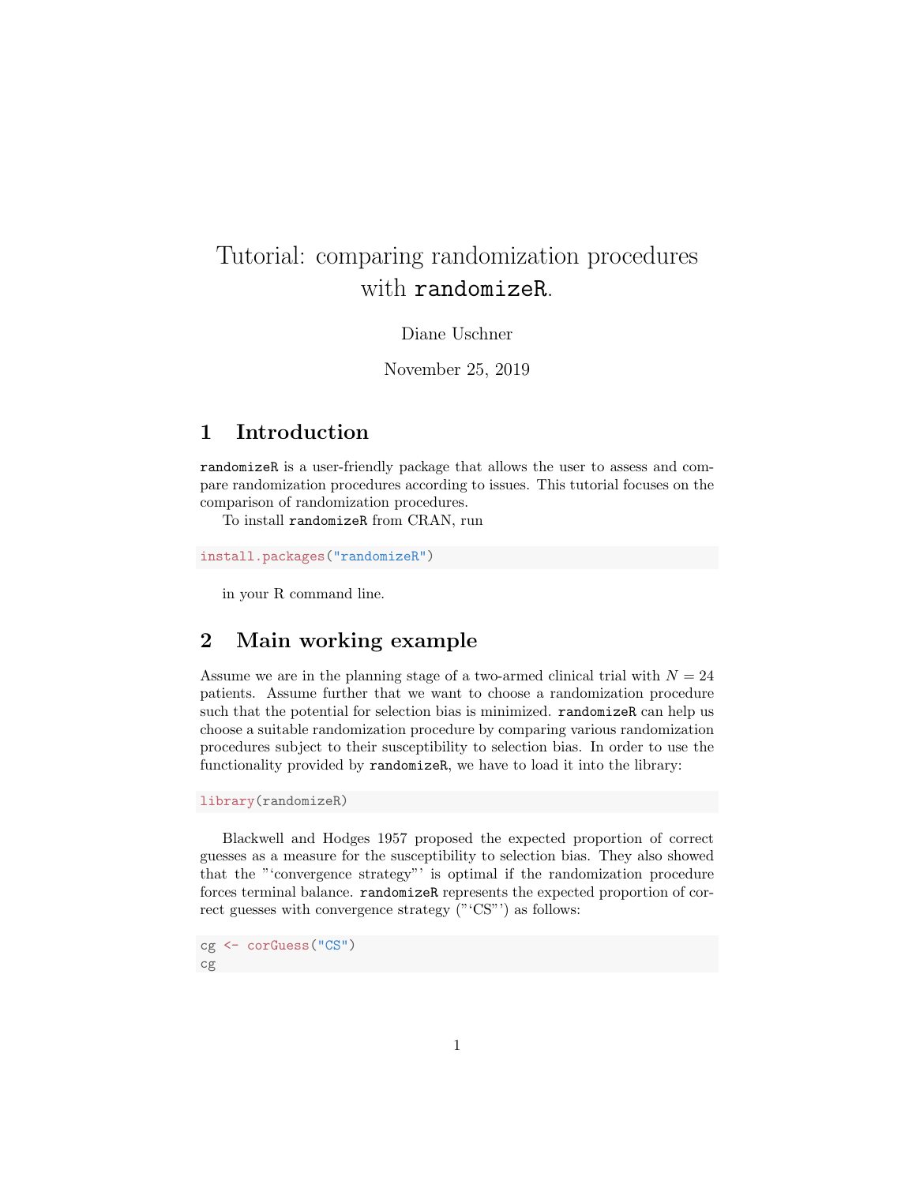# Tutorial: comparing randomization procedures with randomizeR.

Diane Uschner

November 25, 2019

## 1 Introduction

randomizeR is a user-friendly package that allows the user to assess and compare randomization procedures according to issues. This tutorial focuses on the comparison of randomization procedures.

To install randomizeR from CRAN, run

```
install.packages("randomizeR")
```

in your R command line.

## 2 Main working example

Assume we are in the planning stage of a two-armed clinical trial with $N = 24$ patients. Assume further that we want to choose a randomization procedure such that the potential for selection bias is minimized. randomizeR can help us choose a suitable randomization procedure by comparing various randomization procedures subject to their susceptibility to selection bias. In order to use the functionality provided by randomizeR, we have to load it into the library:

```
library(randomizeR)
```

Blackwell and Hodges 1957 proposed the expected proportion of correct guesses as a measure for the susceptibility to selection bias. They also showed that the "'convergence strategy"' is optimal if the randomization procedure forces terminal balance. randomizeR represents the expected proportion of correct guesses with convergence strategy ("'CS"') as follows:

```
cg <- corGuess("CS")
cg
```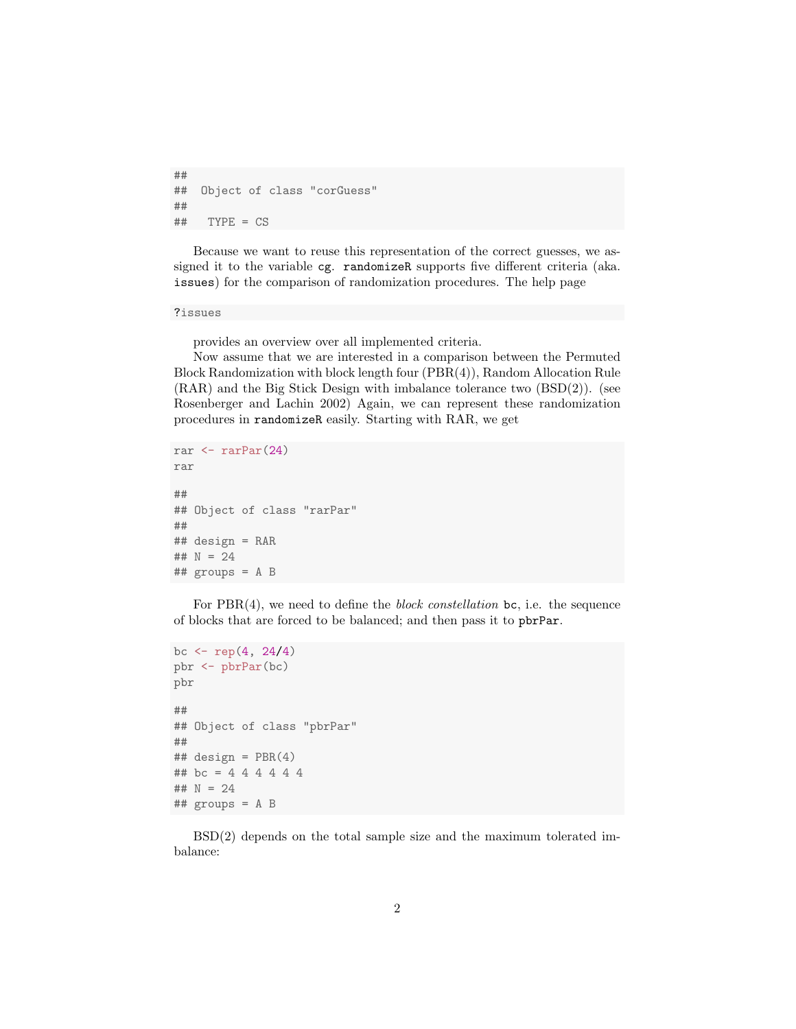```
##
##  Object of class "corGuess"
##
##   TYPE = CS
```

Because we want to reuse this representation of the correct guesses, we assigned it to the variable `cg`. `randomizeR` supports five different criteria (aka. `issues`) for the comparison of randomization procedures. The help page

```
?issues
```

provides an overview over all implemented criteria.

Now assume that we are interested in a comparison between the Permuted Block Randomization with block length four (PBR(4)), Random Allocation Rule (RAR) and the Big Stick Design with imbalance tolerance two (BSD(2)). (see Rosenberger and Lachin 2002) Again, we can represent these randomization procedures in `randomizeR` easily. Starting with RAR, we get

```
rar <- rarPar(24)
rar

##
## Object of class "rarPar"
##
## design = RAR
## N = 24
## groups = A B
```

For PBR(4), we need to define the *block constellation* `bc`, i.e. the sequence of blocks that are forced to be balanced; and then pass it to `pbrPar`.

```
bc <- rep(4, 24/4)
pbr <- pbrPar(bc)
pbr

##
## Object of class "pbrPar"
##
## design = PBR(4)
## bc = 4 4 4 4 4 4
## N = 24
## groups = A B
```

BSD(2) depends on the total sample size and the maximum tolerated imbalance: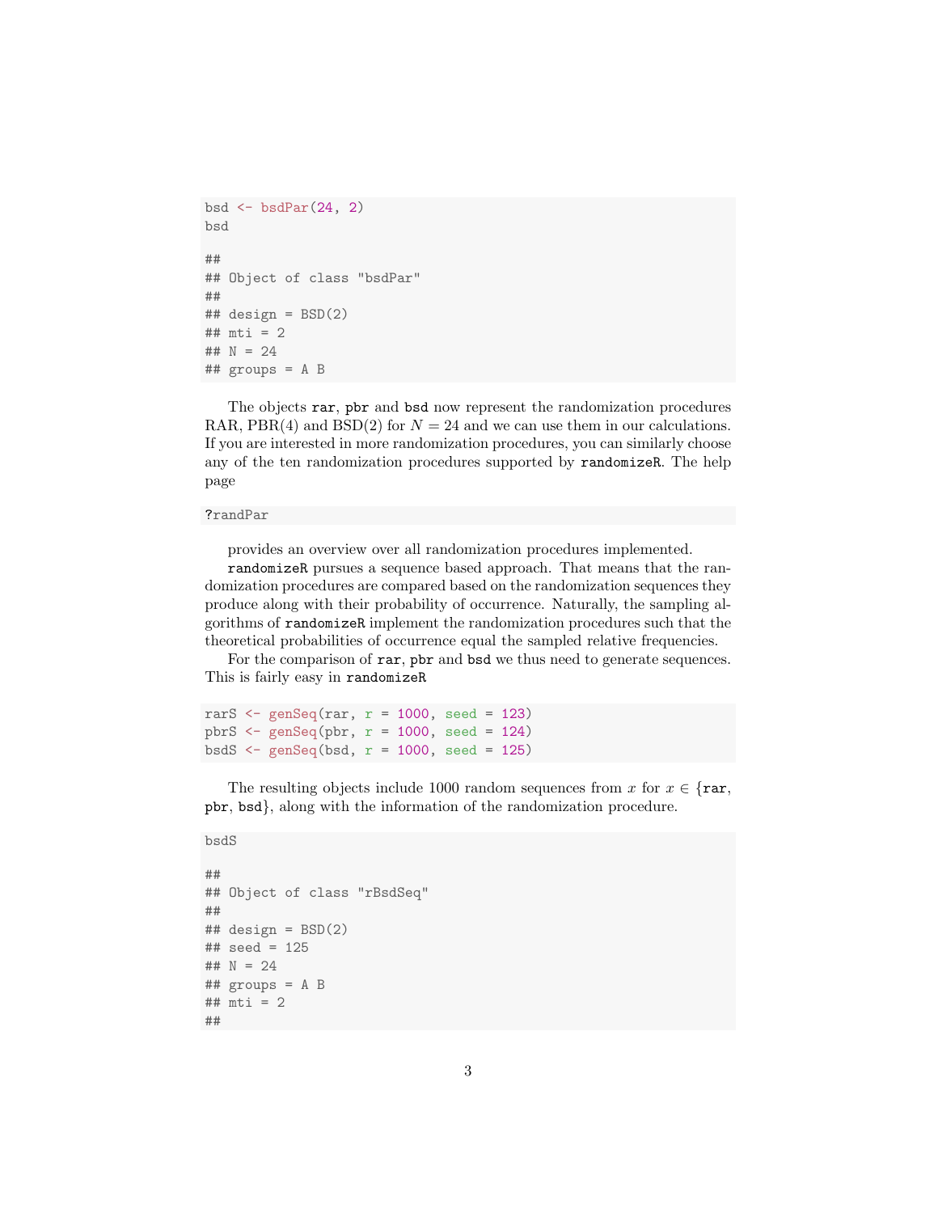```
bsd <- bsdPar(24, 2)
bsd

##
## Object of class "bsdPar"
##
## design = BSD(2)
## mti = 2
## N = 24
## groups = A B
```

The objects `rar`, `pbr` and `bsd` now represent the randomization procedures RAR, PBR(4) and BSD(2) for $N = 24$ and we can use them in our calculations. If you are interested in more randomization procedures, you can similarly choose any of the ten randomization procedures supported by `randomizeR`. The help page

```
?randPar
```

provides an overview over all randomization procedures implemented.

`randomizeR` pursues a sequence based approach. That means that the randomization procedures are compared based on the randomization sequences they produce along with their probability of occurrence. Naturally, the sampling algorithms of `randomizeR` implement the randomization procedures such that the theoretical probabilities of occurrence equal the sampled relative frequencies.

For the comparison of `rar`, `pbr` and `bsd` we thus need to generate sequences. This is fairly easy in `randomizeR`

```
rarS <- genSeq(rar, r = 1000, seed = 123)
pbrS <- genSeq(pbr, r = 1000, seed = 124)
bsdS <- genSeq(bsd, r = 1000, seed = 125)
```

The resulting objects include 1000 random sequences from $x$ for $x \in \{$`rar`, `pbr`, `bsd`$\}$, along with the information of the randomization procedure.

```
bsdS

##
## Object of class "rBsdSeq"
##
## design = BSD(2)
## seed = 125
## N = 24
## groups = A B
## mti = 2
##
```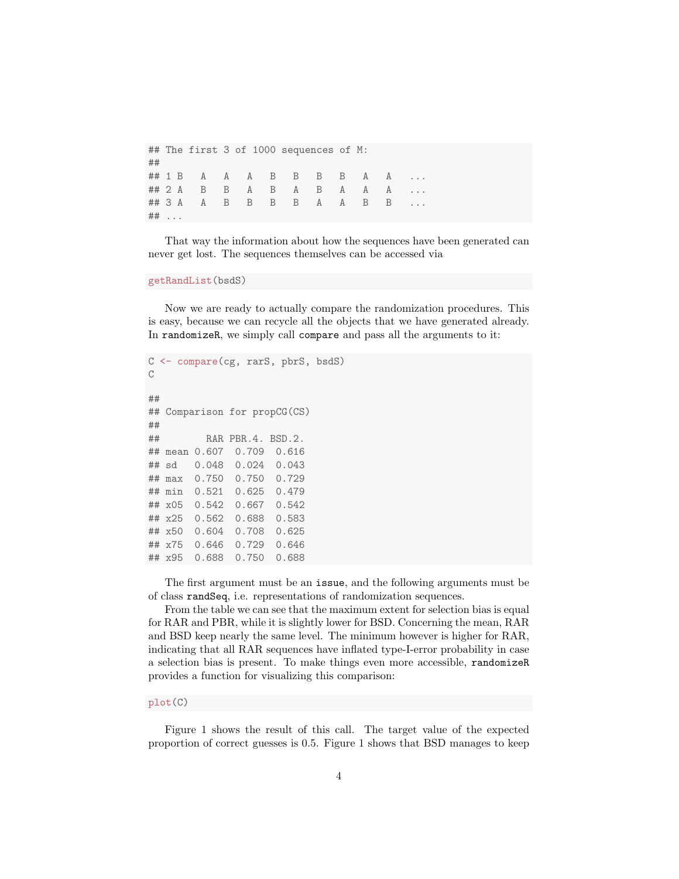```
## The first 3 of 1000 sequences of M:
##
## 1 B   A   A   A   B   B   B   B   A   A   ...
## 2 A   B   B   A   B   A   B   A   A   A   ...
## 3 A   A   B   B   B   B   A   A   B   B   ...
## ...
```

That way the information about how the sequences have been generated can never get lost. The sequences themselves can be accessed via

```
getRandList(bsdS)
```

Now we are ready to actually compare the randomization procedures. This is easy, because we can recycle all the objects that we have generated already. In `randomizeR`, we simply call `compare` and pass all the arguments to it:

```
C <- compare(cg, rarS, pbrS, bsdS)
C

##
## Comparison for propCG(CS)
##
##        RAR PBR.4. BSD.2.
## mean 0.607  0.709  0.616
## sd   0.048  0.024  0.043
## max  0.750  0.750  0.729
## min  0.521  0.625  0.479
## x05  0.542  0.667  0.542
## x25  0.562  0.688  0.583
## x50  0.604  0.708  0.625
## x75  0.646  0.729  0.646
## x95  0.688  0.750  0.688
```

The first argument must be an `issue`, and the following arguments must be of class `randSeq`, i.e. representations of randomization sequences.

From the table we can see that the maximum extent for selection bias is equal for RAR and PBR, while it is slightly lower for BSD. Concerning the mean, RAR and BSD keep nearly the same level. The minimum however is higher for RAR, indicating that all RAR sequences have inflated type-I-error probability in case a selection bias is present. To make things even more accessible, `randomizeR` provides a function for visualizing this comparison:

```
plot(C)
```

Figure 1 shows the result of this call. The target value of the expected proportion of correct guesses is 0.5. Figure 1 shows that BSD manages to keep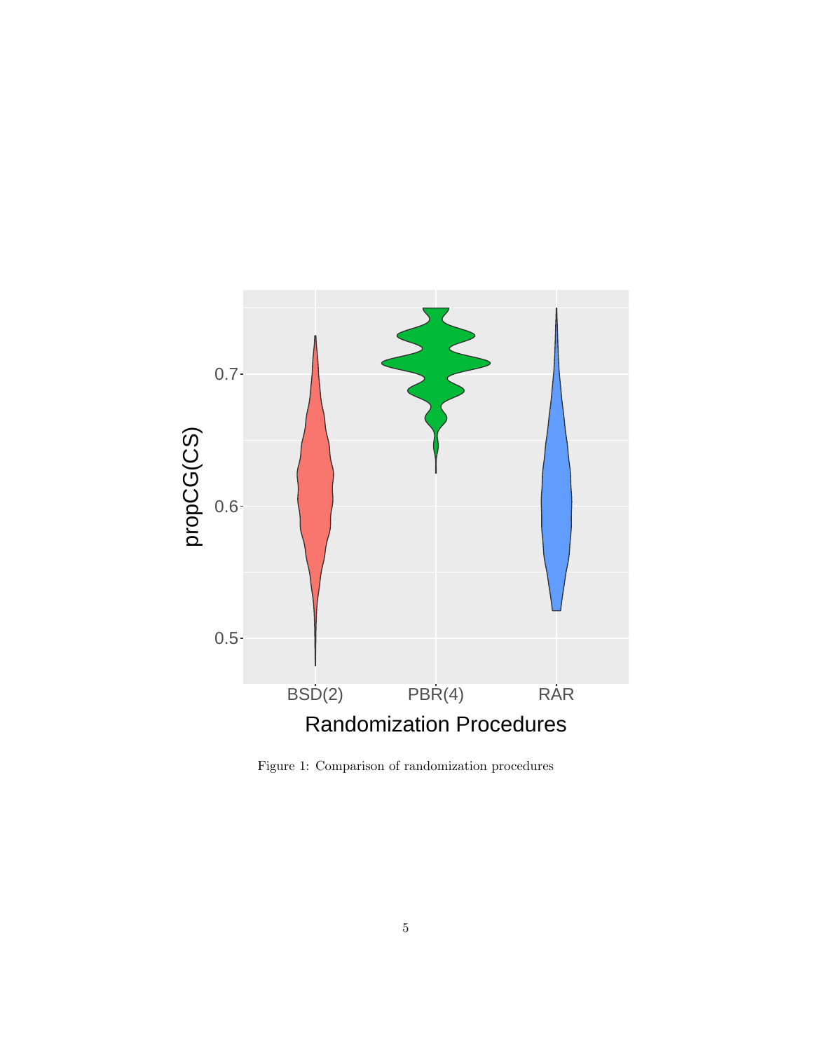Figure 1: Comparison of randomization procedures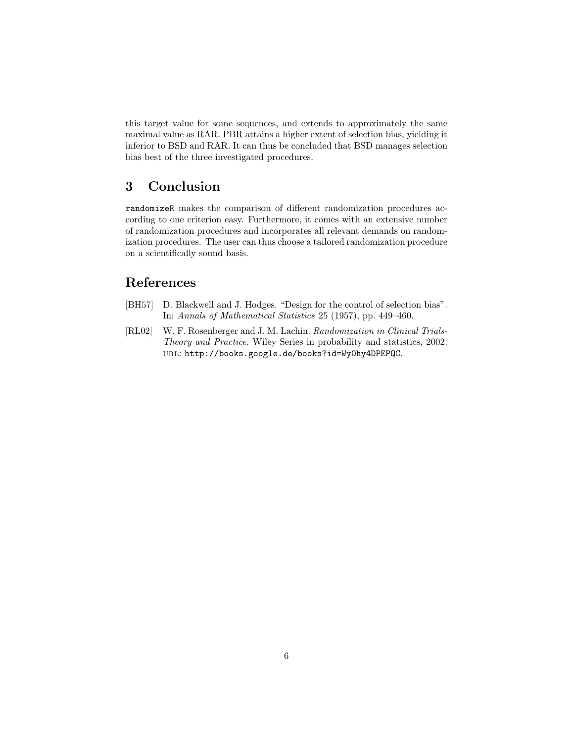this target value for some sequences, and extends to approximately the same maximal value as RAR. PBR attains a higher extent of selection bias, yielding it inferior to BSD and RAR. It can thus be concluded that BSD manages selection bias best of the three investigated procedures.

## 3 Conclusion

`randomizeR` makes the comparison of different randomization procedures according to one criterion easy. Furthermore, it comes with an extensive number of randomization procedures and incorporates all relevant demands on randomization procedures. The user can thus choose a tailored randomization procedure on a scientifically sound basis.

## References

[BH57] D. Blackwell and J. Hodges. "Design for the control of selection bias". In: *Annals of Mathematical Statistics* 25 (1957), pp. 449–460.

[RL02] W. F. Rosenberger and J. M. Lachin. *Randomization in Clinical Trials-Theory and Practice.* Wiley Series in probability and statistics, 2002. URL: `http://books.google.de/books?id=Wy0hy4DPEPQC`.